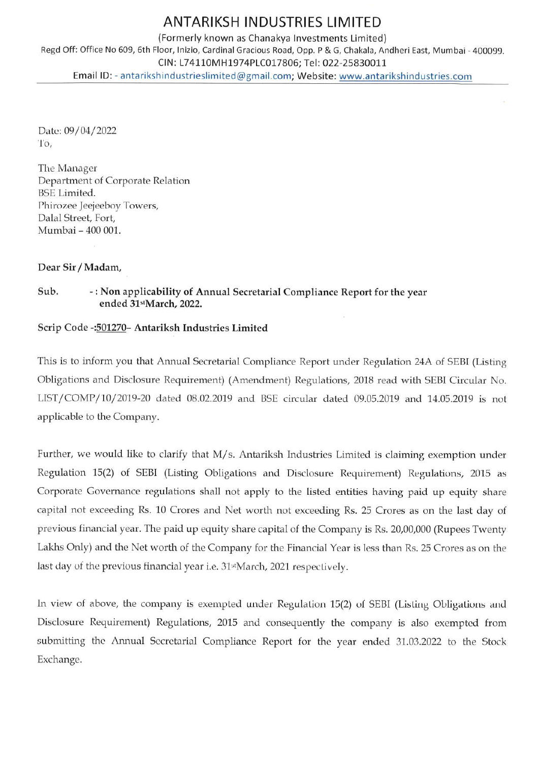# ANTARIKSH INDUSTRIES LIMITED

(Formerly known as Chanakya Investments Limited)

Regd Off: Office No 609, 6th Floor, Inizio, Cardinal Gracious Road, Opp. P & G, Chakala, Andheri East, Mumbai - 400099.

CIN: L74110MH1974PLC017806; Tel: 022-25830011

Email ID: - antarikshindustrieslimited@gmail.com; Website: www.antarikshindustries.com

---

Date: 09/04/2022

To,

The Manager
Department of Corporate Relation
BSE Limited.
Phirozee Jeejeeboy Towers,
Dalal Street, Fort,
Mumbai – 400 001.

**Dear Sir / Madam,**

Sub. -: **Non applicability of Annual Secretarial Compliance Report for the year ended 31st March, 2022.**

**Scrip Code -:501270– Antariksh Industries Limited**

This is to inform you that Annual Secretarial Compliance Report under Regulation 24A of SEBI (Listing Obligations and Disclosure Requirement) (Amendment) Regulations, 2018 read with SEBI Circular No. LIST/COMP/10/2019-20 dated 08.02.2019 and BSE circular dated 09.05.2019 and 14.05.2019 is not applicable to the Company.

Further, we would like to clarify that M/s. Antariksh Industries Limited is claiming exemption under Regulation 15(2) of SEBI (Listing Obligations and Disclosure Requirement) Regulations, 2015 as Corporate Governance regulations shall not apply to the listed entities having paid up equity share capital not exceeding Rs. 10 Crores and Net worth not exceeding Rs. 25 Crores as on the last day of previous financial year. The paid up equity share capital of the Company is Rs. 20,00,000 (Rupees Twenty Lakhs Only) and the Net worth of the Company for the Financial Year is less than Rs. 25 Crores as on the last day of the previous financial year i.e. 31st March, 2021 respectively.

In view of above, the company is exempted under Regulation 15(2) of SEBI (Listing Obligations and Disclosure Requirement) Regulations, 2015 and consequently the company is also exempted from submitting the Annual Secretarial Compliance Report for the year ended 31.03.2022 to the Stock Exchange.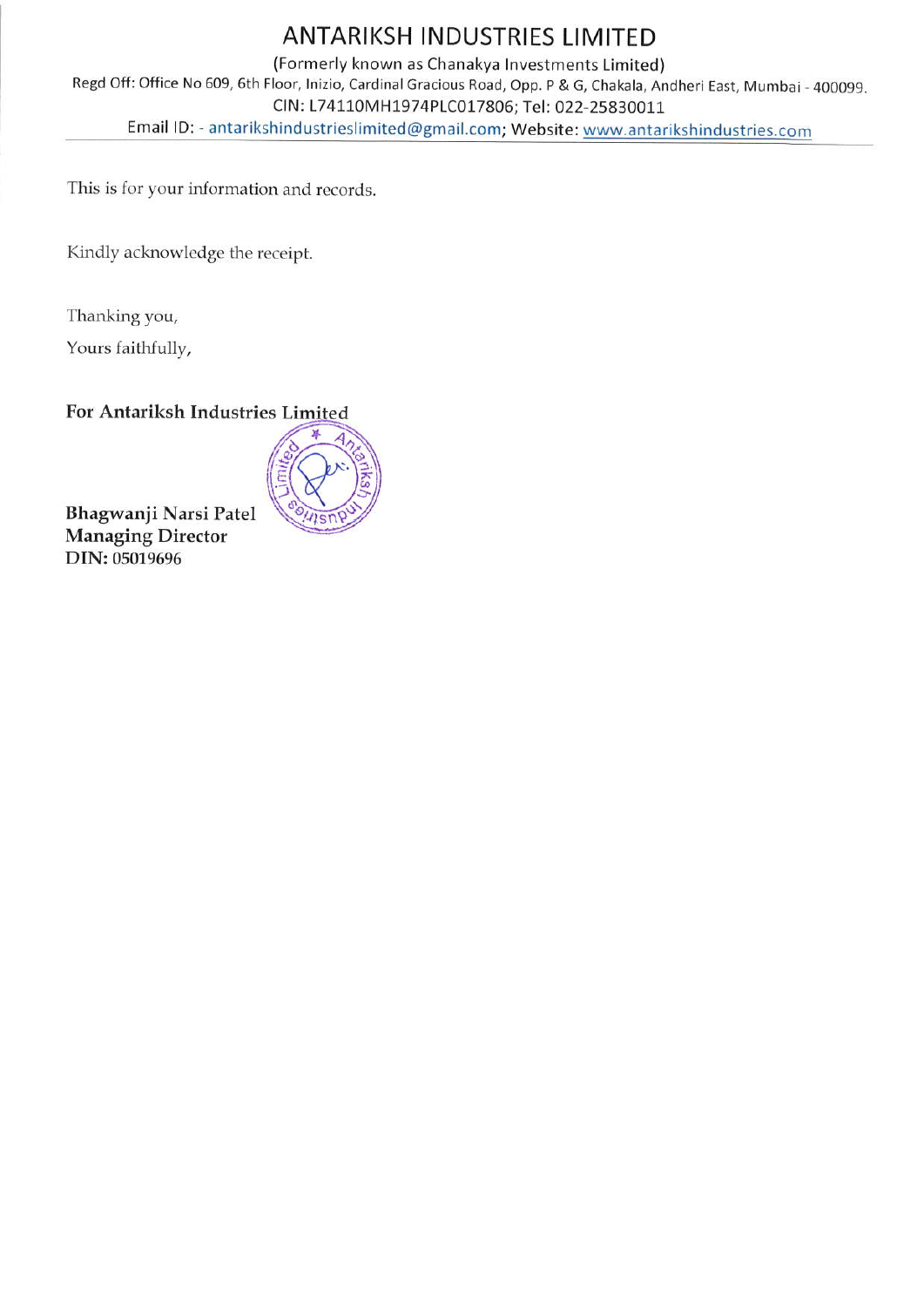# ANTARIKSH INDUSTRIES LIMITED

(Formerly known as Chanakya Investments Limited)

Regd Off: Office No 609, 6th Floor, Inizio, Cardinal Gracious Road, Opp. P & G, Chakala, Andheri East, Mumbai - 400099.

CIN: L74110MH1974PLC017806; Tel: 022-25830011

Email ID: - antarikshindustrieslimited@gmail.com; Website: www.antarikshindustries.com

This is for your information and records.

Kindly acknowledge the receipt.

Thanking you,

Yours faithfully,

**For Antariksh Industries Limited**

**Bhagwanji Narsi Patel**
**Managing Director**
**DIN:** 05019696